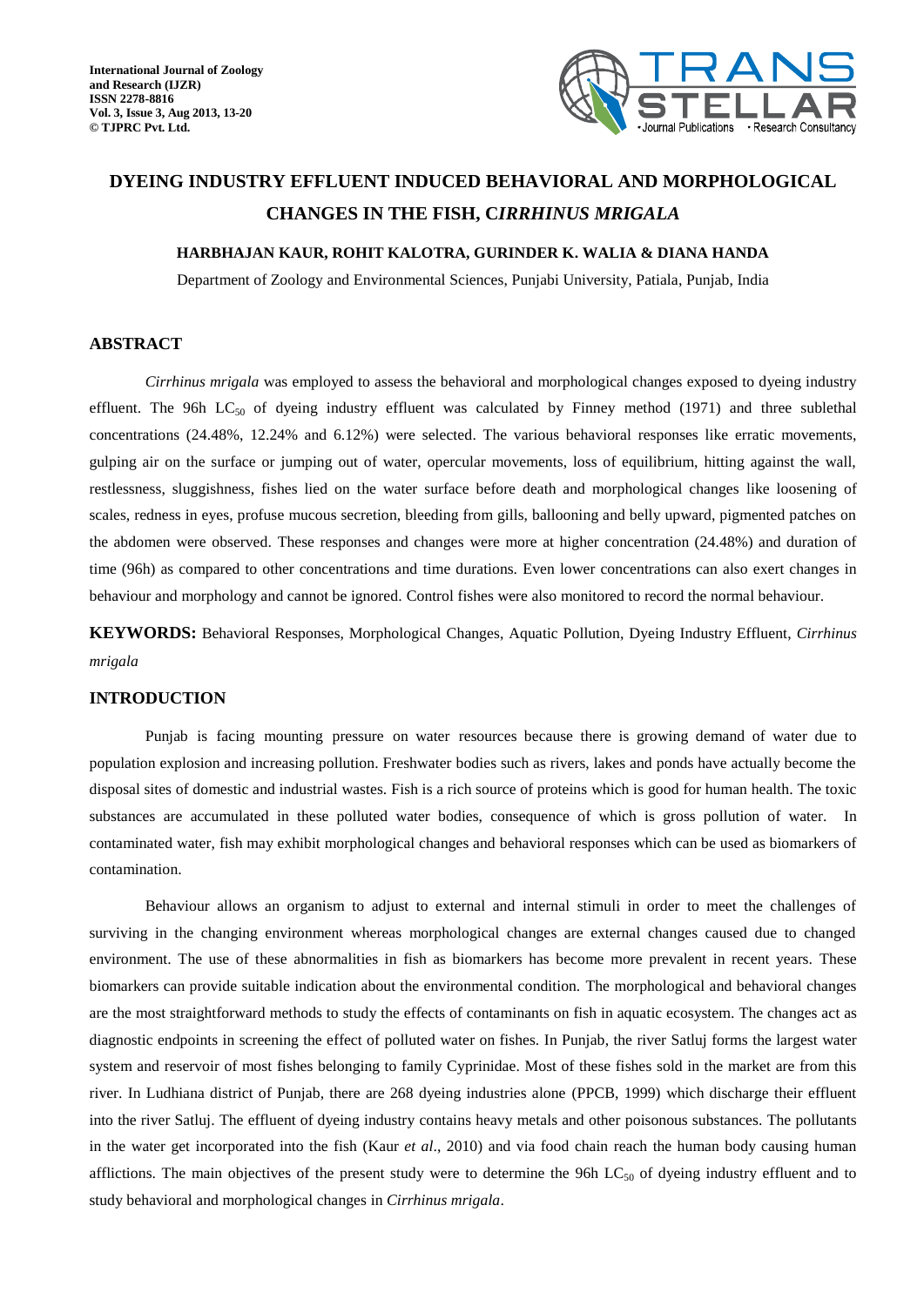# DYEING INDUSTRY EFFLUENT INDUCED BEHAVIORAL AND MORPHOLOGICAL CHANGES IN THE FISH, C*IRRHINUS MRIGALA*

**HARBHAJAN KAUR, ROHIT KALOTRA, GURINDER K. WALIA & DIANA HANDA**

Department of Zoology and Environmental Sciences, Punjabi University, Patiala, Punjab, India

## ABSTRACT

*Cirrhinus mrigala* was employed to assess the behavioral and morphological changes exposed to dyeing industry effluent. The 96h $LC_{50}$ of dyeing industry effluent was calculated by Finney method (1971) and three sublethal concentrations (24.48%, 12.24% and 6.12%) were selected. The various behavioral responses like erratic movements, gulping air on the surface or jumping out of water, opercular movements, loss of equilibrium, hitting against the wall, restlessness, sluggishness, fishes lied on the water surface before death and morphological changes like loosening of scales, redness in eyes, profuse mucous secretion, bleeding from gills, ballooning and belly upward, pigmented patches on the abdomen were observed. These responses and changes were more at higher concentration (24.48%) and duration of time (96h) as compared to other concentrations and time durations. Even lower concentrations can also exert changes in behaviour and morphology and cannot be ignored. Control fishes were also monitored to record the normal behaviour.

**KEYWORDS:** Behavioral Responses, Morphological Changes, Aquatic Pollution, Dyeing Industry Effluent, *Cirrhinus mrigala*

## INTRODUCTION

Punjab is facing mounting pressure on water resources because there is growing demand of water due to population explosion and increasing pollution. Freshwater bodies such as rivers, lakes and ponds have actually become the disposal sites of domestic and industrial wastes. Fish is a rich source of proteins which is good for human health. The toxic substances are accumulated in these polluted water bodies, consequence of which is gross pollution of water. In contaminated water, fish may exhibit morphological changes and behavioral responses which can be used as biomarkers of contamination.

Behaviour allows an organism to adjust to external and internal stimuli in order to meet the challenges of surviving in the changing environment whereas morphological changes are external changes caused due to changed environment. The use of these abnormalities in fish as biomarkers has become more prevalent in recent years. These biomarkers can provide suitable indication about the environmental condition. The morphological and behavioral changes are the most straightforward methods to study the effects of contaminants on fish in aquatic ecosystem. The changes act as diagnostic endpoints in screening the effect of polluted water on fishes. In Punjab, the river Satluj forms the largest water system and reservoir of most fishes belonging to family Cyprinidae. Most of these fishes sold in the market are from this river. In Ludhiana district of Punjab, there are 268 dyeing industries alone (PPCB, 1999) which discharge their effluent into the river Satluj. The effluent of dyeing industry contains heavy metals and other poisonous substances. The pollutants in the water get incorporated into the fish (Kaur *et al*., 2010) and via food chain reach the human body causing human afflictions. The main objectives of the present study were to determine the 96h $LC_{50}$ of dyeing industry effluent and to study behavioral and morphological changes in *Cirrhinus mrigala*.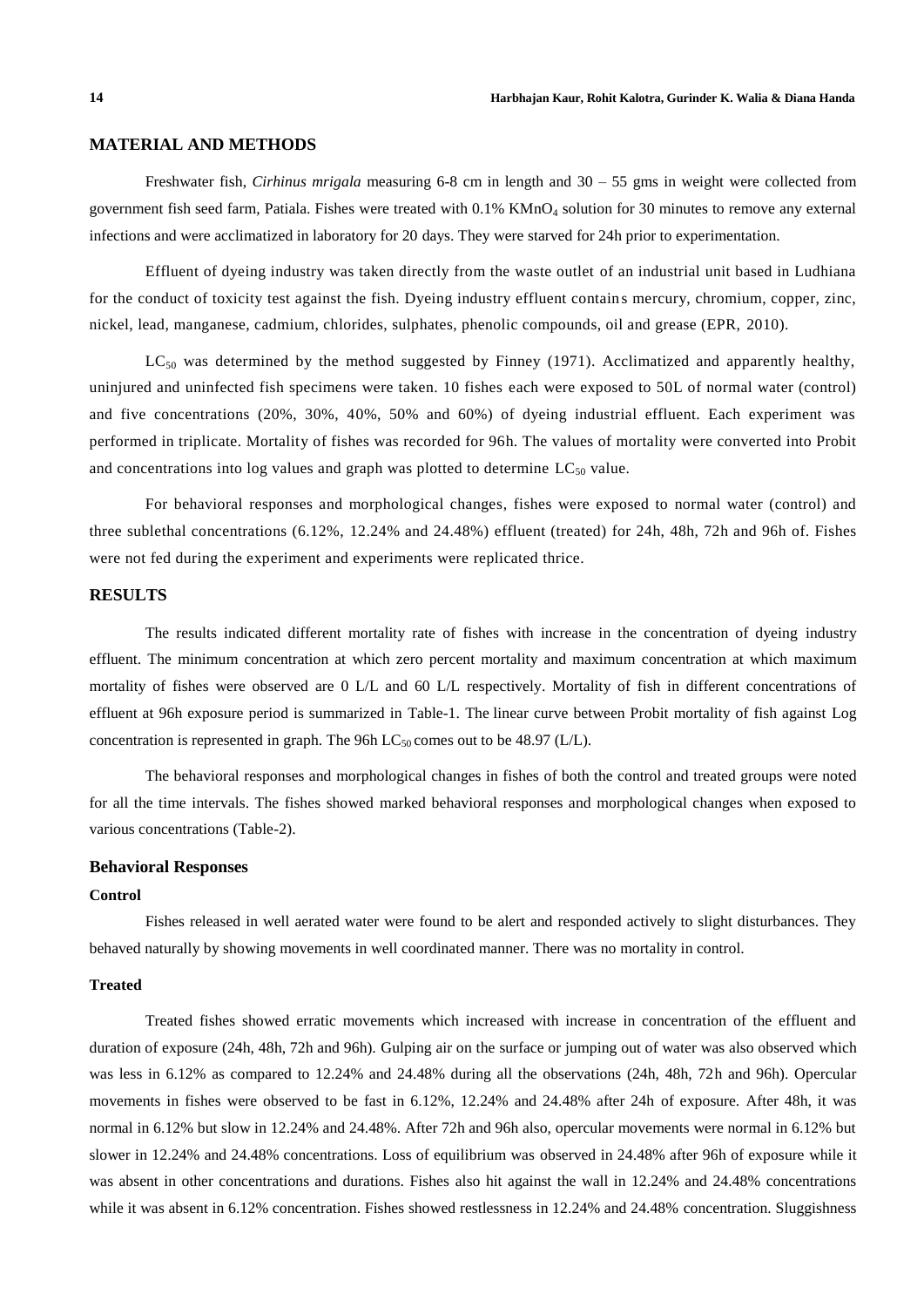## MATERIAL AND METHODS

Freshwater fish, *Cirhinus mrigala* measuring 6-8 cm in length and 30 – 55 gms in weight were collected from government fish seed farm, Patiala. Fishes were treated with 0.1% $KMnO_4$ solution for 30 minutes to remove any external infections and were acclimatized in laboratory for 20 days. They were starved for 24h prior to experimentation.

Effluent of dyeing industry was taken directly from the waste outlet of an industrial unit based in Ludhiana for the conduct of toxicity test against the fish. Dyeing industry effluent contains mercury, chromium, copper, zinc, nickel, lead, manganese, cadmium, chlorides, sulphates, phenolic compounds, oil and grease (EPR, 2010).

$LC_{50}$ was determined by the method suggested by Finney (1971). Acclimatized and apparently healthy, uninjured and uninfected fish specimens were taken. 10 fishes each were exposed to 50L of normal water (control) and five concentrations (20%, 30%, 40%, 50% and 60%) of dyeing industrial effluent. Each experiment was performed in triplicate. Mortality of fishes was recorded for 96h. The values of mortality were converted into Probit and concentrations into log values and graph was plotted to determine $LC_{50}$ value.

For behavioral responses and morphological changes, fishes were exposed to normal water (control) and three sublethal concentrations (6.12%, 12.24% and 24.48%) effluent (treated) for 24h, 48h, 72h and 96h of. Fishes were not fed during the experiment and experiments were replicated thrice.

## RESULTS

The results indicated different mortality rate of fishes with increase in the concentration of dyeing industry effluent. The minimum concentration at which zero percent mortality and maximum concentration at which maximum mortality of fishes were observed are 0 L/L and 60 L/L respectively. Mortality of fish in different concentrations of effluent at 96h exposure period is summarized in Table-1. The linear curve between Probit mortality of fish against Log concentration is represented in graph. The 96h $LC_{50}$ comes out to be 48.97 (L/L).

The behavioral responses and morphological changes in fishes of both the control and treated groups were noted for all the time intervals. The fishes showed marked behavioral responses and morphological changes when exposed to various concentrations (Table-2).

### Behavioral Responses

#### Control

Fishes released in well aerated water were found to be alert and responded actively to slight disturbances. They behaved naturally by showing movements in well coordinated manner. There was no mortality in control.

#### Treated

Treated fishes showed erratic movements which increased with increase in concentration of the effluent and duration of exposure (24h, 48h, 72h and 96h). Gulping air on the surface or jumping out of water was also observed which was less in 6.12% as compared to 12.24% and 24.48% during all the observations (24h, 48h, 72h and 96h). Opercular movements in fishes were observed to be fast in 6.12%, 12.24% and 24.48% after 24h of exposure. After 48h, it was normal in 6.12% but slow in 12.24% and 24.48%. After 72h and 96h also, opercular movements were normal in 6.12% but slower in 12.24% and 24.48% concentrations. Loss of equilibrium was observed in 24.48% after 96h of exposure while it was absent in other concentrations and durations. Fishes also hit against the wall in 12.24% and 24.48% concentrations while it was absent in 6.12% concentration. Fishes showed restlessness in 12.24% and 24.48% concentration. Sluggishness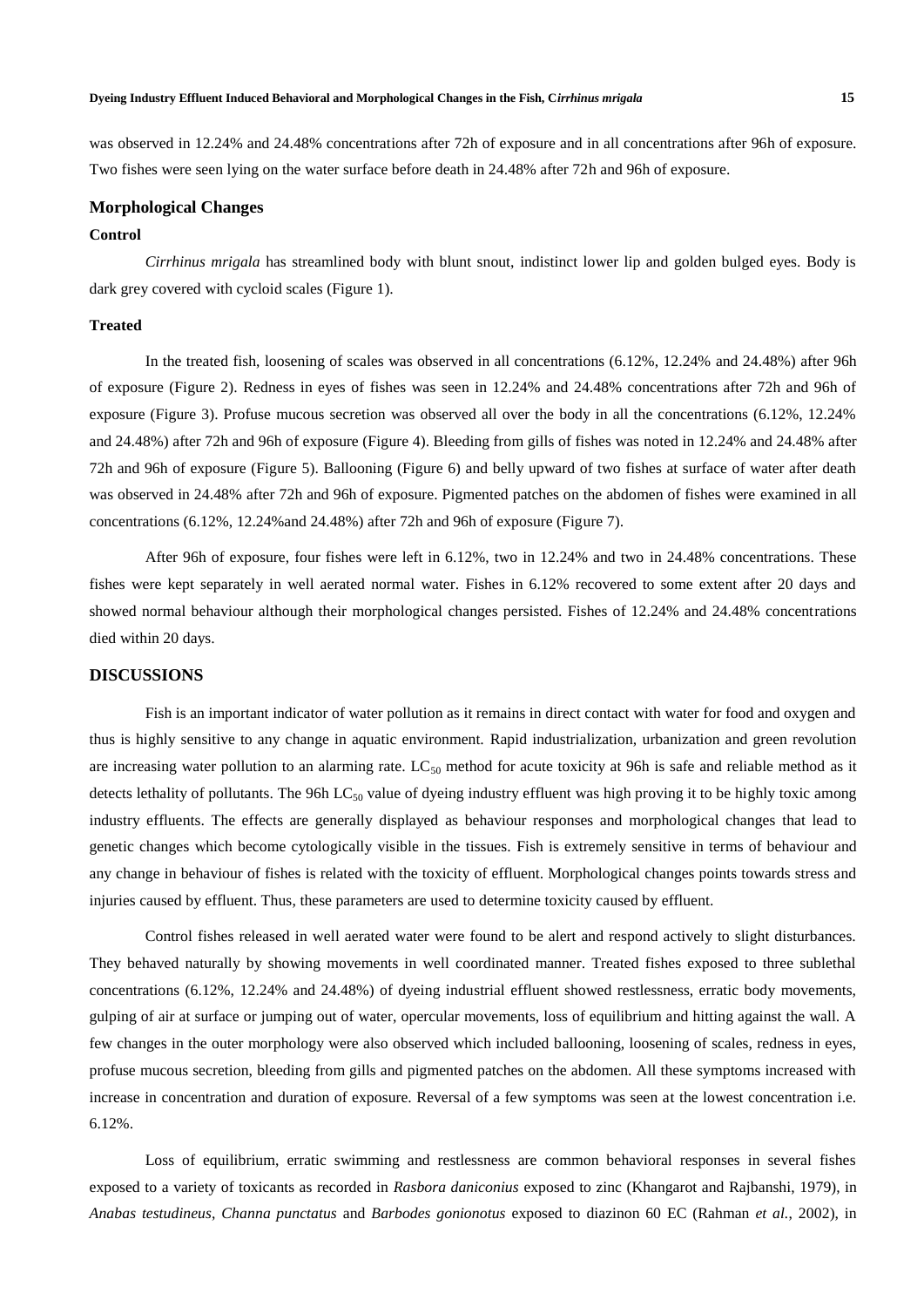was observed in 12.24% and 24.48% concentrations after 72h of exposure and in all concentrations after 96h of exposure. Two fishes were seen lying on the water surface before death in 24.48% after 72h and 96h of exposure.

## Morphological Changes

### Control

*Cirrhinus mrigala* has streamlined body with blunt snout, indistinct lower lip and golden bulged eyes. Body is dark grey covered with cycloid scales (Figure 1).

### Treated

In the treated fish, loosening of scales was observed in all concentrations (6.12%, 12.24% and 24.48%) after 96h of exposure (Figure 2). Redness in eyes of fishes was seen in 12.24% and 24.48% concentrations after 72h and 96h of exposure (Figure 3). Profuse mucous secretion was observed all over the body in all the concentrations (6.12%, 12.24% and 24.48%) after 72h and 96h of exposure (Figure 4). Bleeding from gills of fishes was noted in 12.24% and 24.48% after 72h and 96h of exposure (Figure 5). Ballooning (Figure 6) and belly upward of two fishes at surface of water after death was observed in 24.48% after 72h and 96h of exposure. Pigmented patches on the abdomen of fishes were examined in all concentrations (6.12%, 12.24%and 24.48%) after 72h and 96h of exposure (Figure 7).

After 96h of exposure, four fishes were left in 6.12%, two in 12.24% and two in 24.48% concentrations. These fishes were kept separately in well aerated normal water. Fishes in 6.12% recovered to some extent after 20 days and showed normal behaviour although their morphological changes persisted. Fishes of 12.24% and 24.48% concentrations died within 20 days.

## DISCUSSIONS

Fish is an important indicator of water pollution as it remains in direct contact with water for food and oxygen and thus is highly sensitive to any change in aquatic environment. Rapid industrialization, urbanization and green revolution are increasing water pollution to an alarming rate. $LC_{50}$ method for acute toxicity at 96h is safe and reliable method as it detects lethality of pollutants. The 96h $LC_{50}$ value of dyeing industry effluent was high proving it to be highly toxic among industry effluents. The effects are generally displayed as behaviour responses and morphological changes that lead to genetic changes which become cytologically visible in the tissues. Fish is extremely sensitive in terms of behaviour and any change in behaviour of fishes is related with the toxicity of effluent. Morphological changes points towards stress and injuries caused by effluent. Thus, these parameters are used to determine toxicity caused by effluent.

Control fishes released in well aerated water were found to be alert and respond actively to slight disturbances. They behaved naturally by showing movements in well coordinated manner. Treated fishes exposed to three sublethal concentrations (6.12%, 12.24% and 24.48%) of dyeing industrial effluent showed restlessness, erratic body movements, gulping of air at surface or jumping out of water, opercular movements, loss of equilibrium and hitting against the wall. A few changes in the outer morphology were also observed which included ballooning, loosening of scales, redness in eyes, profuse mucous secretion, bleeding from gills and pigmented patches on the abdomen. All these symptoms increased with increase in concentration and duration of exposure. Reversal of a few symptoms was seen at the lowest concentration i.e. 6.12%.

Loss of equilibrium, erratic swimming and restlessness are common behavioral responses in several fishes exposed to a variety of toxicants as recorded in *Rasbora daniconius* exposed to zinc (Khangarot and Rajbanshi, 1979), in *Anabas testudineus*, *Channa punctatus* and *Barbodes gonionotus* exposed to diazinon 60 EC (Rahman *et al.*, 2002), in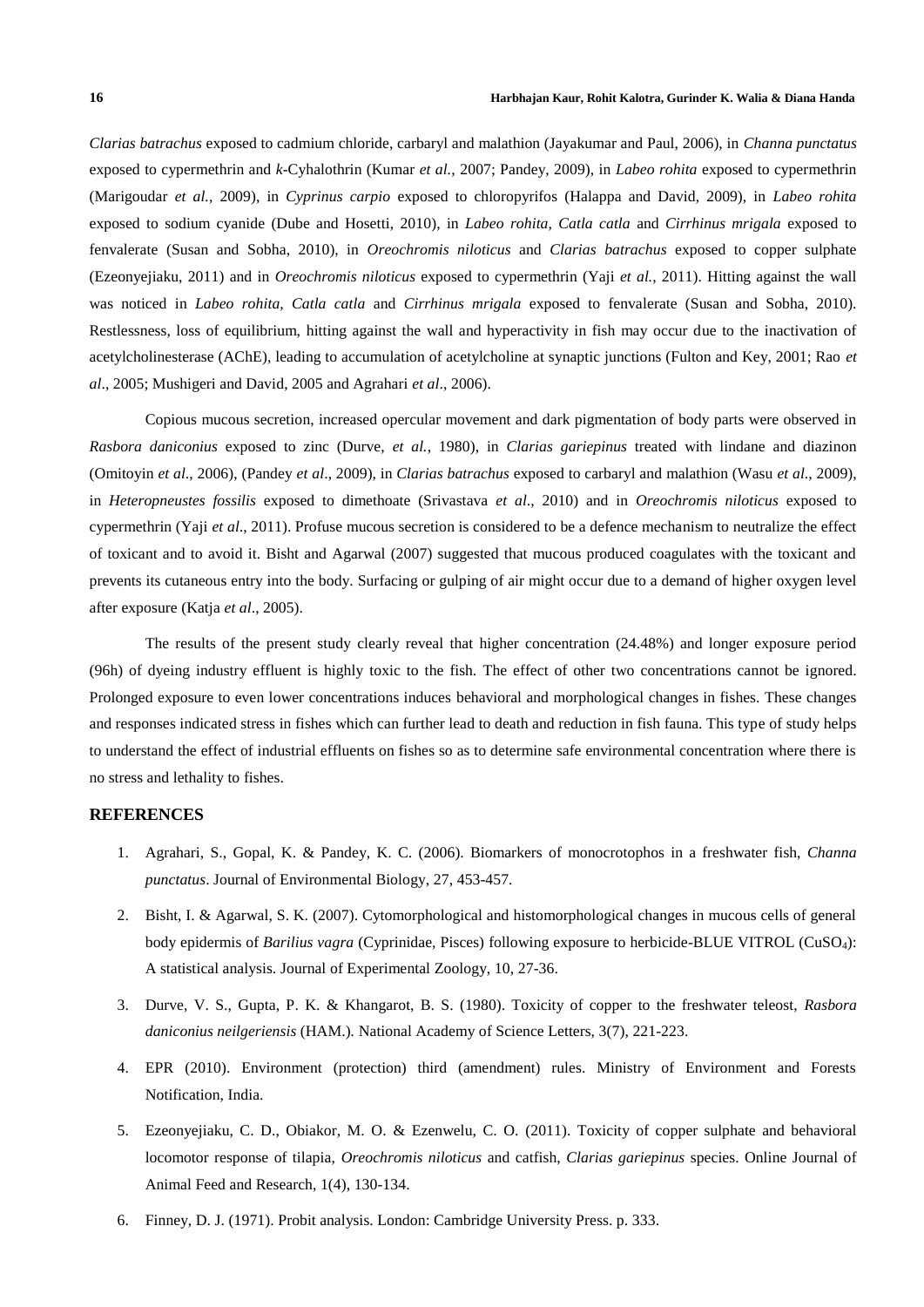*Clarias batrachus* exposed to cadmium chloride, carbaryl and malathion (Jayakumar and Paul, 2006), in *Channa punctatus* exposed to cypermethrin and *k*-Cyhalothrin (Kumar *et al.*, 2007; Pandey, 2009), in *Labeo rohita* exposed to cypermethrin (Marigoudar *et al.*, 2009), in *Cyprinus carpio* exposed to chloropyrifos (Halappa and David, 2009), in *Labeo rohita* exposed to sodium cyanide (Dube and Hosetti, 2010), in *Labeo rohita, Catla catla* and *Cirrhinus mrigala* exposed to fenvalerate (Susan and Sobha, 2010), in *Oreochromis niloticus* and *Clarias batrachus* exposed to copper sulphate (Ezeonyejiaku, 2011) and in *Oreochromis niloticus* exposed to cypermethrin (Yaji *et al.*, 2011). Hitting against the wall was noticed in *Labeo rohita, Catla catla* and *Cirrhinus mrigala* exposed to fenvalerate (Susan and Sobha, 2010). Restlessness, loss of equilibrium, hitting against the wall and hyperactivity in fish may occur due to the inactivation of acetylcholinesterase (AChE), leading to accumulation of acetylcholine at synaptic junctions (Fulton and Key, 2001; Rao *et al*., 2005; Mushigeri and David, 2005 and Agrahari *et al*., 2006).

Copious mucous secretion, increased opercular movement and dark pigmentation of body parts were observed in *Rasbora daniconius* exposed to zinc (Durve, *et al.*, 1980), in *Clarias gariepinus* treated with lindane and diazinon (Omitoyin *et al*., 2006), (Pandey *et al*., 2009), in *Clarias batrachus* exposed to carbaryl and malathion (Wasu *et al*., 2009), in *Heteropneustes fossilis* exposed to dimethoate (Srivastava *et al*., 2010) and in *Oreochromis niloticus* exposed to cypermethrin (Yaji *et al*., 2011). Profuse mucous secretion is considered to be a defence mechanism to neutralize the effect of toxicant and to avoid it. Bisht and Agarwal (2007) suggested that mucous produced coagulates with the toxicant and prevents its cutaneous entry into the body. Surfacing or gulping of air might occur due to a demand of higher oxygen level after exposure (Katja *et al*., 2005).

The results of the present study clearly reveal that higher concentration (24.48%) and longer exposure period (96h) of dyeing industry effluent is highly toxic to the fish. The effect of other two concentrations cannot be ignored. Prolonged exposure to even lower concentrations induces behavioral and morphological changes in fishes. These changes and responses indicated stress in fishes which can further lead to death and reduction in fish fauna. This type of study helps to understand the effect of industrial effluents on fishes so as to determine safe environmental concentration where there is no stress and lethality to fishes.

## REFERENCES

1. Agrahari, S., Gopal, K. & Pandey, K. C. (2006). Biomarkers of monocrotophos in a freshwater fish, *Channa punctatus*. Journal of Environmental Biology, 27, 453-457.
2. Bisht, I. & Agarwal, S. K. (2007). Cytomorphological and histomorphological changes in mucous cells of general body epidermis of *Barilius vagra* (Cyprinidae, Pisces) following exposure to herbicide-BLUE VITROL ($CuSO_4$): A statistical analysis. Journal of Experimental Zoology, 10, 27-36.
3. Durve, V. S., Gupta, P. K. & Khangarot, B. S. (1980). Toxicity of copper to the freshwater teleost, *Rasbora daniconius neilgeriensis* (HAM.). National Academy of Science Letters, 3(7), 221-223.
4. EPR (2010). Environment (protection) third (amendment) rules. Ministry of Environment and Forests Notification, India.
5. Ezeonyejiaku, C. D., Obiakor, M. O. & Ezenwelu, C. O. (2011). Toxicity of copper sulphate and behavioral locomotor response of tilapia, *Oreochromis niloticus* and catfish, *Clarias gariepinus* species. Online Journal of Animal Feed and Research, 1(4), 130-134.
6. Finney, D. J. (1971). Probit analysis. London: Cambridge University Press. p. 333.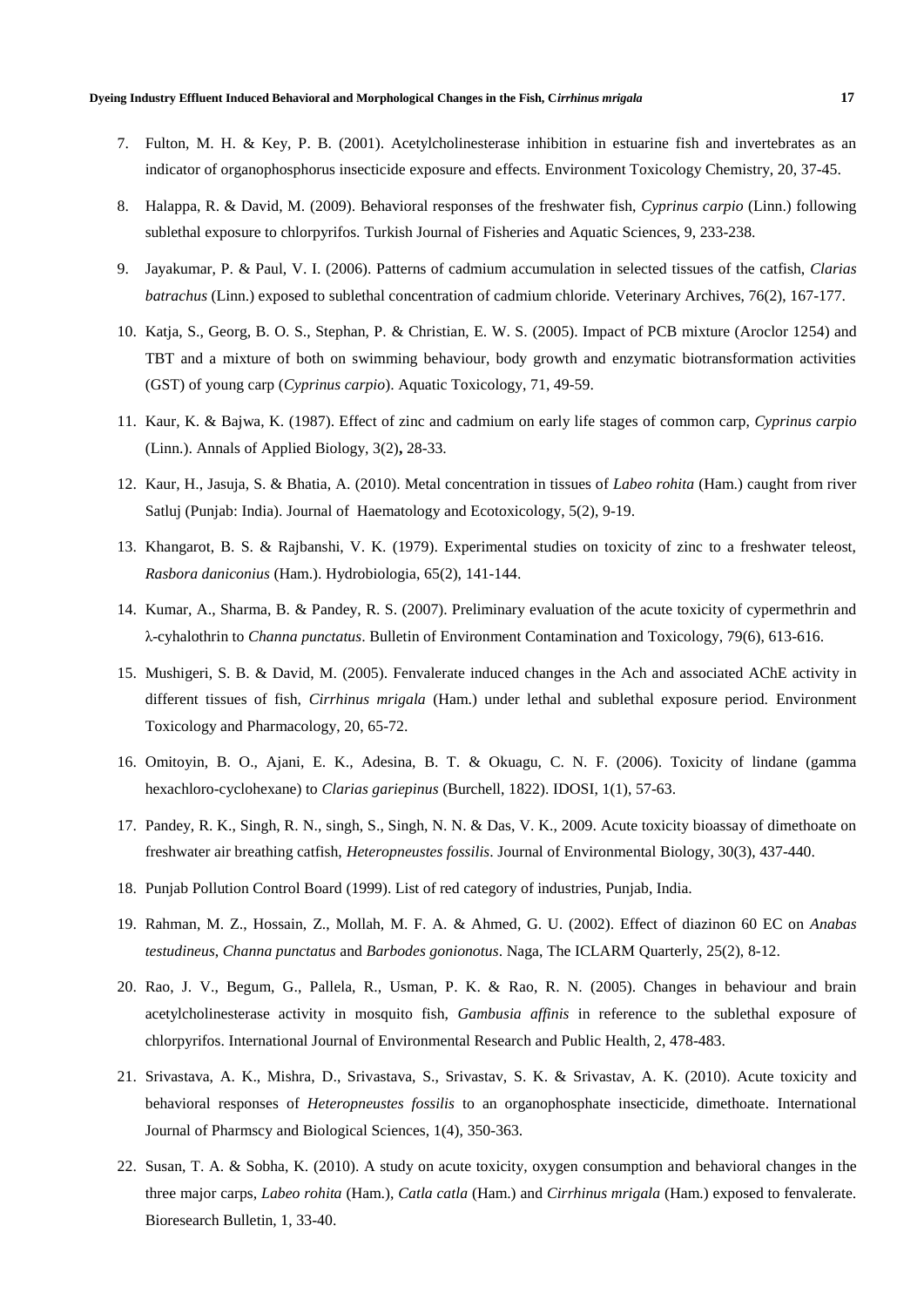7. Fulton, M. H. & Key, P. B. (2001). Acetylcholinesterase inhibition in estuarine fish and invertebrates as an indicator of organophosphorus insecticide exposure and effects. Environment Toxicology Chemistry, 20, 37-45.

8. Halappa, R. & David, M. (2009). Behavioral responses of the freshwater fish, *Cyprinus carpio* (Linn.) following sublethal exposure to chlorpyrifos. Turkish Journal of Fisheries and Aquatic Sciences, 9, 233-238.

9. Jayakumar, P. & Paul, V. I. (2006). Patterns of cadmium accumulation in selected tissues of the catfish, *Clarias batrachus* (Linn.) exposed to sublethal concentration of cadmium chloride. Veterinary Archives, 76(2), 167-177.

10. Katja, S., Georg, B. O. S., Stephan, P. & Christian, E. W. S. (2005). Impact of PCB mixture (Aroclor 1254) and TBT and a mixture of both on swimming behaviour, body growth and enzymatic biotransformation activities (GST) of young carp (*Cyprinus carpio*). Aquatic Toxicology, 71, 49-59.

11. Kaur, K. & Bajwa, K. (1987). Effect of zinc and cadmium on early life stages of common carp, *Cyprinus carpio* (Linn.). Annals of Applied Biology, 3(2)**,** 28-33.

12. Kaur, H., Jasuja, S. & Bhatia, A. (2010). Metal concentration in tissues of *Labeo rohita* (Ham.) caught from river Satluj (Punjab: India). Journal of Haematology and Ecotoxicology, 5(2), 9-19.

13. Khangarot, B. S. & Rajbanshi, V. K. (1979). Experimental studies on toxicity of zinc to a freshwater teleost, *Rasbora daniconius* (Ham.). Hydrobiologia, 65(2), 141-144.

14. Kumar, A., Sharma, B. & Pandey, R. S. (2007). Preliminary evaluation of the acute toxicity of cypermethrin and λ-cyhalothrin to *Channa punctatus*. Bulletin of Environment Contamination and Toxicology, 79(6), 613-616.

15. Mushigeri, S. B. & David, M. (2005). Fenvalerate induced changes in the Ach and associated AChE activity in different tissues of fish, *Cirrhinus mrigala* (Ham.) under lethal and sublethal exposure period. Environment Toxicology and Pharmacology, 20, 65-72.

16. Omitoyin, B. O., Ajani, E. K., Adesina, B. T. & Okuagu, C. N. F. (2006). Toxicity of lindane (gamma hexachloro-cyclohexane) to *Clarias gariepinus* (Burchell, 1822). IDOSI, 1(1), 57-63.

17. Pandey, R. K., Singh, R. N., singh, S., Singh, N. N. & Das, V. K., 2009. Acute toxicity bioassay of dimethoate on freshwater air breathing catfish, *Heteropneustes fossilis*. Journal of Environmental Biology, 30(3), 437-440.

18. Punjab Pollution Control Board (1999). List of red category of industries, Punjab, India.

19. Rahman, M. Z., Hossain, Z., Mollah, M. F. A. & Ahmed, G. U. (2002). Effect of diazinon 60 EC on *Anabas testudineus*, *Channa punctatus* and *Barbodes gonionotus*. Naga, The ICLARM Quarterly, 25(2), 8-12.

20. Rao, J. V., Begum, G., Pallela, R., Usman, P. K. & Rao, R. N. (2005). Changes in behaviour and brain acetylcholinesterase activity in mosquito fish, *Gambusia affinis* in reference to the sublethal exposure of chlorpyrifos. International Journal of Environmental Research and Public Health, 2, 478-483.

21. Srivastava, A. K., Mishra, D., Srivastava, S., Srivastav, S. K. & Srivastav, A. K. (2010). Acute toxicity and behavioral responses of *Heteropneustes fossilis* to an organophosphate insecticide, dimethoate. International Journal of Pharmscy and Biological Sciences, 1(4), 350-363.

22. Susan, T. A. & Sobha, K. (2010). A study on acute toxicity, oxygen consumption and behavioral changes in the three major carps, *Labeo rohita* (Ham.), *Catla catla* (Ham.) and *Cirrhinus mrigala* (Ham.) exposed to fenvalerate. Bioresearch Bulletin, 1, 33-40.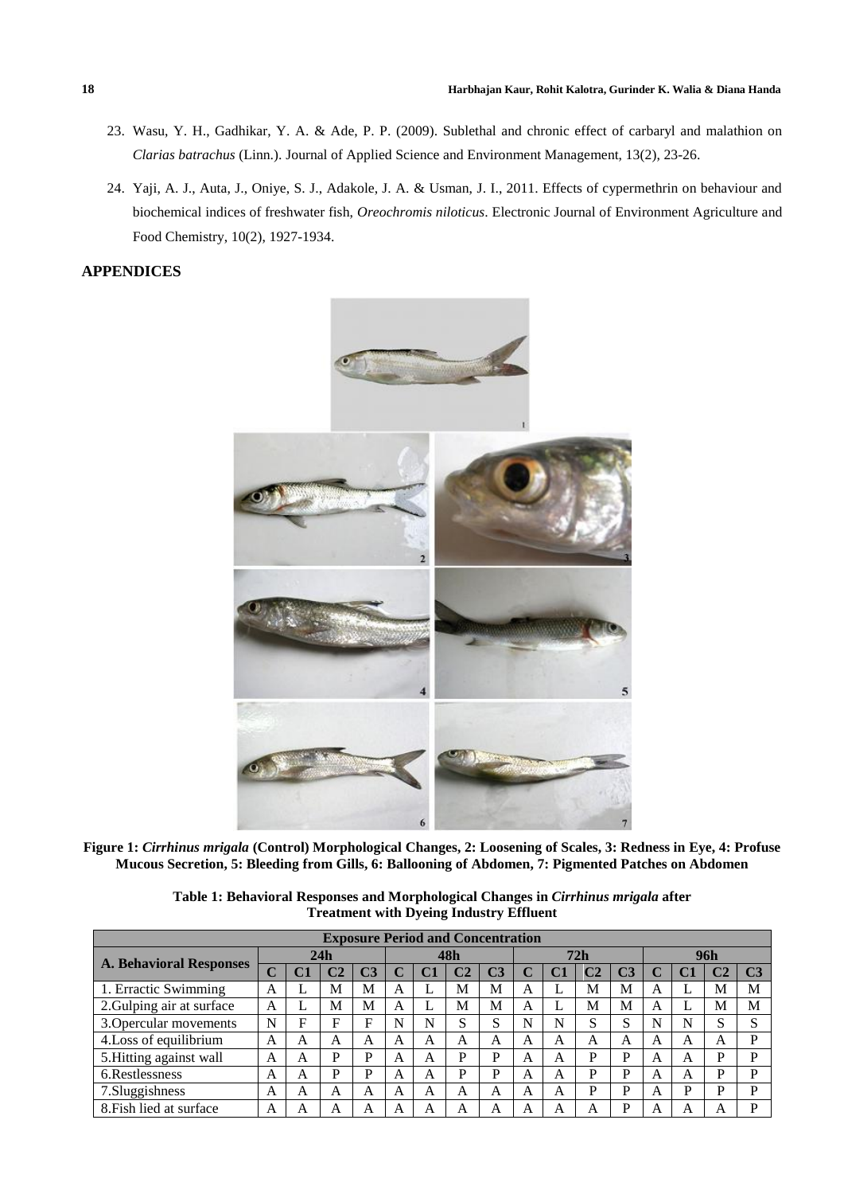23. Wasu, Y. H., Gadhikar, Y. A. & Ade, P. P. (2009). Sublethal and chronic effect of carbaryl and malathion on *Clarias batrachus* (Linn.). Journal of Applied Science and Environment Management, 13(2), 23-26.

24. Yaji, A. J., Auta, J., Oniye, S. J., Adakole, J. A. & Usman, J. I., 2011. Effects of cypermethrin on behaviour and biochemical indices of freshwater fish, *Oreochromis niloticus*. Electronic Journal of Environment Agriculture and Food Chemistry, 10(2), 1927-1934.

## APPENDICES

**Figure 1: *Cirrhinus mrigala* (Control) Morphological Changes, 2: Loosening of Scales, 3: Redness in Eye, 4: Profuse Mucous Secretion, 5: Bleeding from Gills, 6: Ballooning of Abdomen, 7: Pigmented Patches on Abdomen**

**Table 1: Behavioral Responses and Morphological Changes in *Cirrhinus mrigala* after Treatment with Dyeing Industry Effluent**

| A. Behavioral Responses | Exposure Period and Concentration | | | | | | | | | | | | | | | |
|---|---|---|---|---|---|---|---|---|---|---|---|---|---|---|---|---|
| | 24h | | | | 48h | | | | 72h | | | | 96h | | | |
| | C | C1 | C2 | C3 | C | C1 | C2 | C3 | C | C1 | C2 | C3 | C | C1 | C2 | C3 |
| 1. Erractic Swimming | A | L | M | M | A | L | M | M | A | L | M | M | A | L | M | M |
| 2.Gulping air at surface | A | L | M | M | A | L | M | M | A | L | M | M | A | L | M | M |
| 3.Opercular movements | N | F | F | F | N | N | S | S | N | N | S | S | N | N | S | S |
| 4.Loss of equilibrium | A | A | A | A | A | A | A | A | A | A | A | A | A | A | A | P |
| 5.Hitting against wall | A | A | P | P | A | A | P | P | A | A | P | P | A | A | P | P |
| 6.Restlessness | A | A | P | P | A | A | P | P | A | A | P | P | A | A | P | P |
| 7.Sluggishness | A | A | A | A | A | A | A | A | A | A | P | P | A | P | P | P |
| 8.Fish lied at surface | A | A | A | A | A | A | A | A | A | A | A | P | A | A | A | P |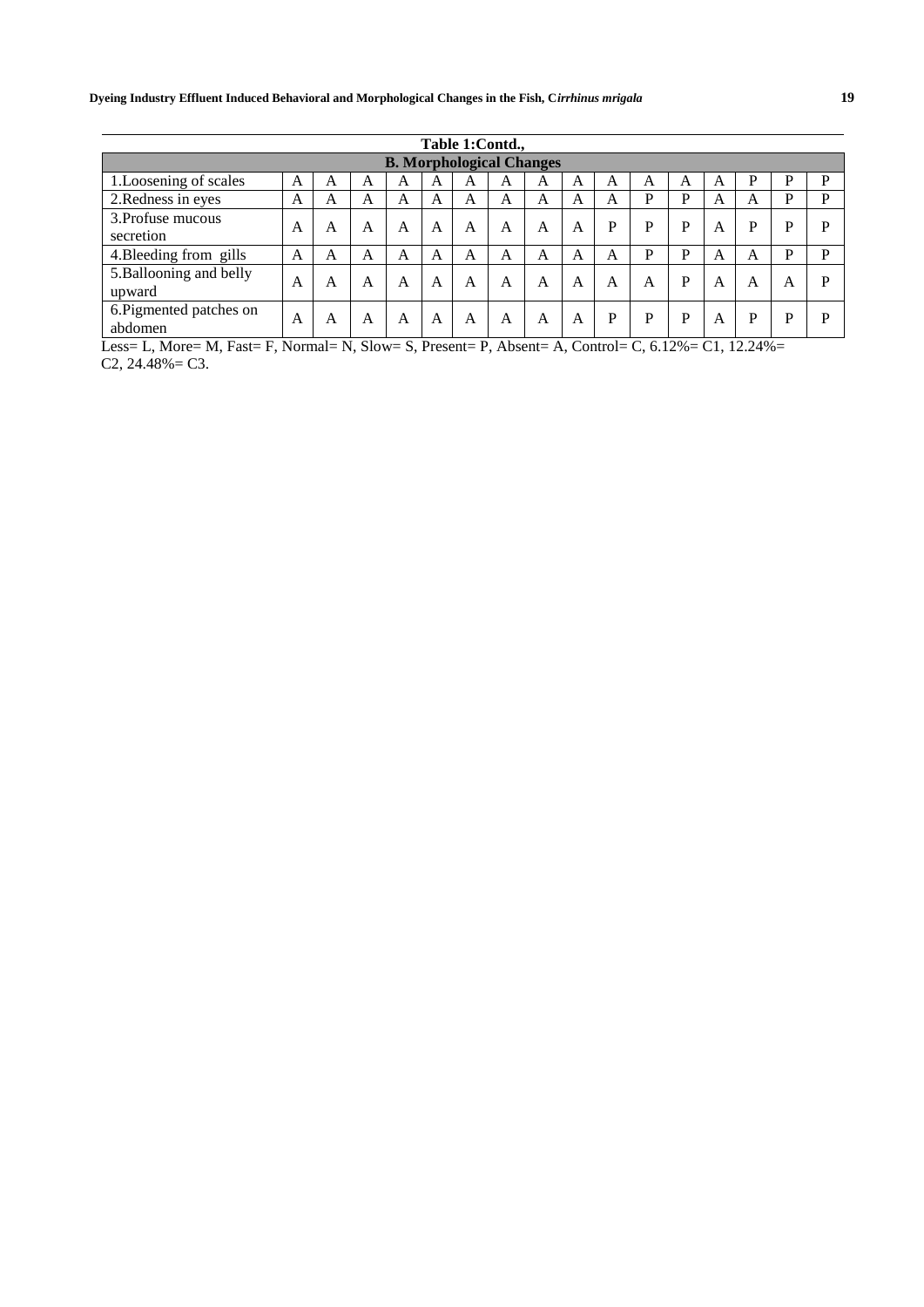**Table 1:Contd.,**

| | | | | | | | | | | | | | | | | |
|---|---|---|---|---|---|---|---|---|---|---|---|---|---|---|---|---|
| **B. Morphological Changes** | | | | | | | | | | | | | | | | |
| 1.Loosening of scales | A | A | A | A | A | A | A | A | A | A | A | A | A | P | P | P |
| 2.Redness in eyes | A | A | A | A | A | A | A | A | A | A | P | P | A | A | P | P |
| 3.Profuse mucous secretion | A | A | A | A | A | A | A | A | A | P | P | P | A | P | P | P |
| 4.Bleeding from gills | A | A | A | A | A | A | A | A | A | A | P | P | A | A | P | P |
| 5.Ballooning and belly upward | A | A | A | A | A | A | A | A | A | A | A | P | A | A | A | P |
| 6.Pigmented patches on abdomen | A | A | A | A | A | A | A | A | A | P | P | P | A | P | P | P |

Less= L, More= M, Fast= F, Normal= N, Slow= S, Present= P, Absent= A, Control= C, 6.12%= C1, 12.24%= C2, 24.48%= C3.